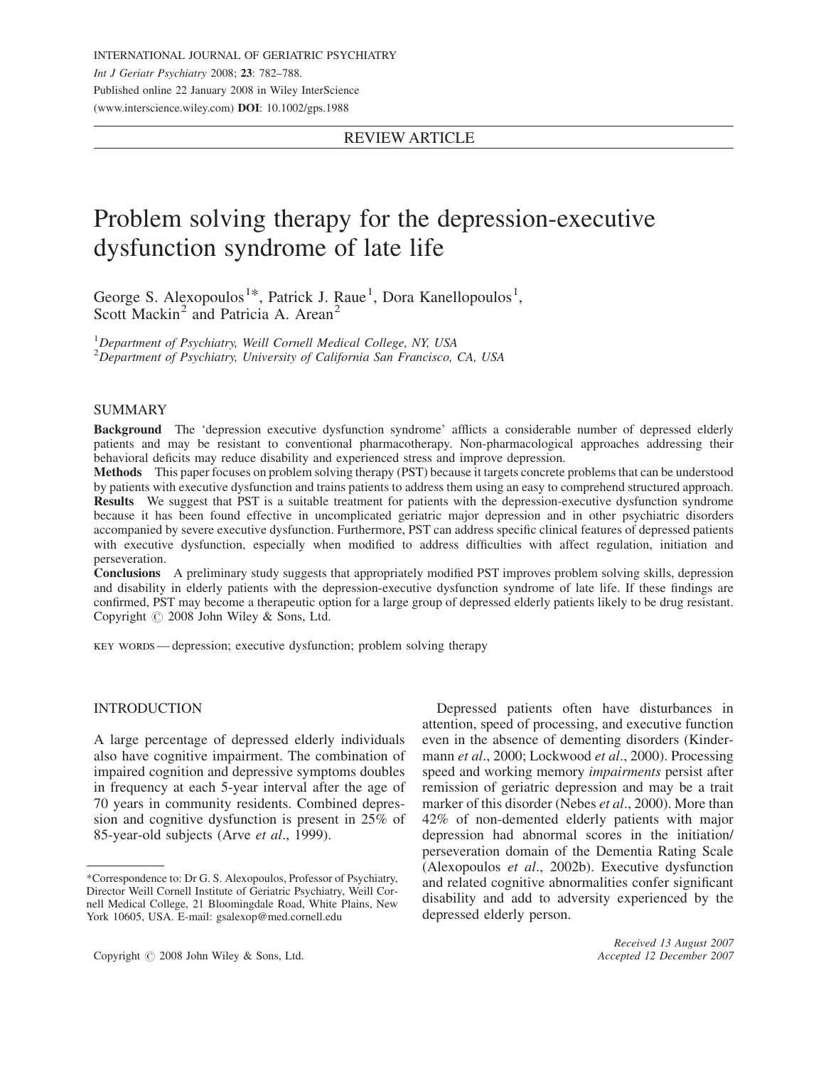REVIEW ARTICLE

# Problem solving therapy for the depression-executive dysfunction syndrome of late life

George S. Alexopoulos[1]*, Patrick J. Raue[1], Dora Kanellopoulos[1], Scott Mackin[2] and Patricia A. Arean[2]

[1]*Department of Psychiatry, Weill Cornell Medical College, NY, USA*
[2]*Department of Psychiatry, University of California San Francisco, CA, USA*

## SUMMARY

**Background** The 'depression executive dysfunction syndrome' afflicts a considerable number of depressed elderly patients and may be resistant to conventional pharmacotherapy. Non-pharmacological approaches addressing their behavioral deficits may reduce disability and experienced stress and improve depression.

**Methods** This paper focuses on problem solving therapy (PST) because it targets concrete problems that can be understood by patients with executive dysfunction and trains patients to address them using an easy to comprehend structured approach.

**Results** We suggest that PST is a suitable treatment for patients with the depression-executive dysfunction syndrome because it has been found effective in uncomplicated geriatric major depression and in other psychiatric disorders accompanied by severe executive dysfunction. Furthermore, PST can address specific clinical features of depressed patients with executive dysfunction, especially when modified to address difficulties with affect regulation, initiation and perseveration.

**Conclusions** A preliminary study suggests that appropriately modified PST improves problem solving skills, depression and disability in elderly patients with the depression-executive dysfunction syndrome of late life. If these findings are confirmed, PST may become a therapeutic option for a large group of depressed elderly patients likely to be drug resistant. Copyright © 2008 John Wiley & Sons, Ltd.

KEY WORDS — depression; executive dysfunction; problem solving therapy

## INTRODUCTION

A large percentage of depressed elderly individuals also have cognitive impairment. The combination of impaired cognition and depressive symptoms doubles in frequency at each 5-year interval after the age of 70 years in community residents. Combined depression and cognitive dysfunction is present in 25% of 85-year-old subjects (Arve *et al*., 1999).

Depressed patients often have disturbances in attention, speed of processing, and executive function even in the absence of dementing disorders (Kindermann *et al*., 2000; Lockwood *et al*., 2000). Processing speed and working memory *impairments* persist after remission of geriatric depression and may be a trait marker of this disorder (Nebes *et al*., 2000). More than 42% of non-demented elderly patients with major depression had abnormal scores in the initiation/perseveration domain of the Dementia Rating Scale (Alexopoulos *et al*., 2002b). Executive dysfunction and related cognitive abnormalities confer significant disability and add to adversity experienced by the depressed elderly person.

*Correspondence to: Dr G. S. Alexopoulos, Professor of Psychiatry, Director Weill Cornell Institute of Geriatric Psychiatry, Weill Cornell Medical College, 21 Bloomingdale Road, White Plains, New York 10605, USA. E-mail: gsalexop@med.cornell.edu

*Received 13 August 2007*
*Accepted 12 December 2007*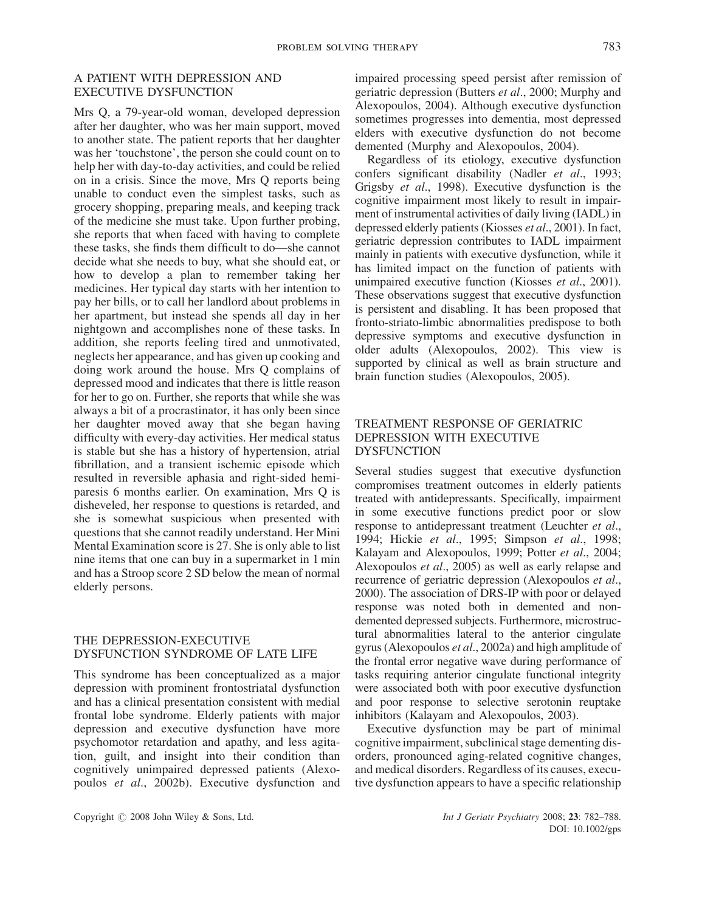## A PATIENT WITH DEPRESSION AND EXECUTIVE DYSFUNCTION

Mrs Q, a 79-year-old woman, developed depression after her daughter, who was her main support, moved to another state. The patient reports that her daughter was her 'touchstone', the person she could count on to help her with day-to-day activities, and could be relied on in a crisis. Since the move, Mrs Q reports being unable to conduct even the simplest tasks, such as grocery shopping, preparing meals, and keeping track of the medicine she must take. Upon further probing, she reports that when faced with having to complete these tasks, she finds them difficult to do—she cannot decide what she needs to buy, what she should eat, or how to develop a plan to remember taking her medicines. Her typical day starts with her intention to pay her bills, or to call her landlord about problems in her apartment, but instead she spends all day in her nightgown and accomplishes none of these tasks. In addition, she reports feeling tired and unmotivated, neglects her appearance, and has given up cooking and doing work around the house. Mrs Q complains of depressed mood and indicates that there is little reason for her to go on. Further, she reports that while she was always a bit of a procrastinator, it has only been since her daughter moved away that she began having difficulty with every-day activities. Her medical status is stable but she has a history of hypertension, atrial fibrillation, and a transient ischemic episode which resulted in reversible aphasia and right-sided hemiparesis 6 months earlier. On examination, Mrs Q is disheveled, her response to questions is retarded, and she is somewhat suspicious when presented with questions that she cannot readily understand. Her Mini Mental Examination score is 27. She is only able to list nine items that one can buy in a supermarket in 1 min and has a Stroop score 2 SD below the mean of normal elderly persons.

## THE DEPRESSION-EXECUTIVE DYSFUNCTION SYNDROME OF LATE LIFE

This syndrome has been conceptualized as a major depression with prominent frontostriatal dysfunction and has a clinical presentation consistent with medial frontal lobe syndrome. Elderly patients with major depression and executive dysfunction have more psychomotor retardation and apathy, and less agitation, guilt, and insight into their condition than cognitively unimpaired depressed patients (Alexopoulos *et al*., 2002b). Executive dysfunction and impaired processing speed persist after remission of geriatric depression (Butters *et al*., 2000; Murphy and Alexopoulos, 2004). Although executive dysfunction sometimes progresses into dementia, most depressed elders with executive dysfunction do not become demented (Murphy and Alexopoulos, 2004).

Regardless of its etiology, executive dysfunction confers significant disability (Nadler *et al*., 1993; Grigsby *et al*., 1998). Executive dysfunction is the cognitive impairment most likely to result in impairment of instrumental activities of daily living (IADL) in depressed elderly patients (Kiosses *et al*., 2001). In fact, geriatric depression contributes to IADL impairment mainly in patients with executive dysfunction, while it has limited impact on the function of patients with unimpaired executive function (Kiosses *et al*., 2001). These observations suggest that executive dysfunction is persistent and disabling. It has been proposed that fronto-striato-limbic abnormalities predispose to both depressive symptoms and executive dysfunction in older adults (Alexopoulos, 2002). This view is supported by clinical as well as brain structure and brain function studies (Alexopoulos, 2005).

## TREATMENT RESPONSE OF GERIATRIC DEPRESSION WITH EXECUTIVE DYSFUNCTION

Several studies suggest that executive dysfunction compromises treatment outcomes in elderly patients treated with antidepressants. Specifically, impairment in some executive functions predict poor or slow response to antidepressant treatment (Leuchter *et al*., 1994; Hickie *et al*., 1995; Simpson *et al*., 1998; Kalayam and Alexopoulos, 1999; Potter *et al*., 2004; Alexopoulos *et al*., 2005) as well as early relapse and recurrence of geriatric depression (Alexopoulos *et al*., 2000). The association of DRS-IP with poor or delayed response was noted both in demented and non-demented depressed subjects. Furthermore, microstructural abnormalities lateral to the anterior cingulate gyrus (Alexopoulos *et al*., 2002a) and high amplitude of the frontal error negative wave during performance of tasks requiring anterior cingulate functional integrity were associated both with poor executive dysfunction and poor response to selective serotonin reuptake inhibitors (Kalayam and Alexopoulos, 2003).

Executive dysfunction may be part of minimal cognitive impairment, subclinical stage dementing disorders, pronounced aging-related cognitive changes, and medical disorders. Regardless of its causes, executive dysfunction appears to have a specific relationship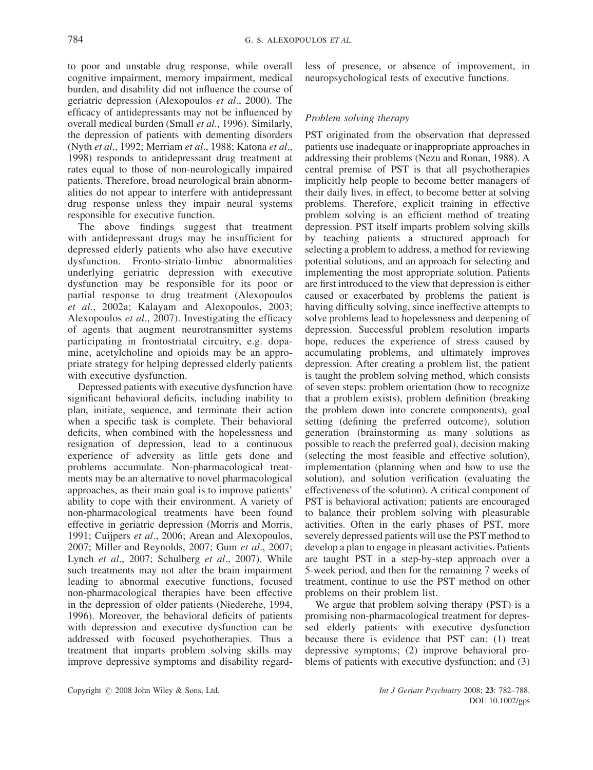to poor and unstable drug response, while overall cognitive impairment, memory impairment, medical burden, and disability did not influence the course of geriatric depression (Alexopoulos *et al*., 2000). The efficacy of antidepressants may not be influenced by overall medical burden (Small *et al*., 1996). Similarly, the depression of patients with dementing disorders (Nyth *et al*., 1992; Merriam *et al*., 1988; Katona *et al*., 1998) responds to antidepressant drug treatment at rates equal to those of non-neurologically impaired patients. Therefore, broad neurological brain abnormalities do not appear to interfere with antidepressant drug response unless they impair neural systems responsible for executive function.

The above findings suggest that treatment with antidepressant drugs may be insufficient for depressed elderly patients who also have executive dysfunction. Fronto-striato-limbic abnormalities underlying geriatric depression with executive dysfunction may be responsible for its poor or partial response to drug treatment (Alexopoulos *et al*., 2002a; Kalayam and Alexopoulos, 2003; Alexopoulos *et al*., 2007). Investigating the efficacy of agents that augment neurotransmitter systems participating in frontostriatal circuitry, e.g. dopamine, acetylcholine and opioids may be an appropriate strategy for helping depressed elderly patients with executive dysfunction.

Depressed patients with executive dysfunction have significant behavioral deficits, including inability to plan, initiate, sequence, and terminate their action when a specific task is complete. Their behavioral deficits, when combined with the hopelessness and resignation of depression, lead to a continuous experience of adversity as little gets done and problems accumulate. Non-pharmacological treatments may be an alternative to novel pharmacological approaches, as their main goal is to improve patients' ability to cope with their environment. A variety of non-pharmacological treatments have been found effective in geriatric depression (Morris and Morris, 1991; Cuijpers *et al*., 2006; Arean and Alexopoulos, 2007; Miller and Reynolds, 2007; Gum *et al*., 2007; Lynch *et al*., 2007; Schulberg *et al*., 2007). While such treatments may not alter the brain impairment leading to abnormal executive functions, focused non-pharmacological therapies have been effective in the depression of older patients (Niederehe, 1994, 1996). Moreover, the behavioral deficits of patients with depression and executive dysfunction can be addressed with focused psychotherapies. Thus a treatment that imparts problem solving skills may improve depressive symptoms and disability regardless of presence, or absence of improvement, in neuropsychological tests of executive functions.

### *Problem solving therapy*

PST originated from the observation that depressed patients use inadequate or inappropriate approaches in addressing their problems (Nezu and Ronan, 1988). A central premise of PST is that all psychotherapies implicitly help people to become better managers of their daily lives, in effect, to become better at solving problems. Therefore, explicit training in effective problem solving is an efficient method of treating depression. PST itself imparts problem solving skills by teaching patients a structured approach for selecting a problem to address, a method for reviewing potential solutions, and an approach for selecting and implementing the most appropriate solution. Patients are first introduced to the view that depression is either caused or exacerbated by problems the patient is having difficulty solving, since ineffective attempts to solve problems lead to hopelessness and deepening of depression. Successful problem resolution imparts hope, reduces the experience of stress caused by accumulating problems, and ultimately improves depression. After creating a problem list, the patient is taught the problem solving method, which consists of seven steps: problem orientation (how to recognize that a problem exists), problem definition (breaking the problem down into concrete components), goal setting (defining the preferred outcome), solution generation (brainstorming as many solutions as possible to reach the preferred goal), decision making (selecting the most feasible and effective solution), implementation (planning when and how to use the solution), and solution verification (evaluating the effectiveness of the solution). A critical component of PST is behavioral activation; patients are encouraged to balance their problem solving with pleasurable activities. Often in the early phases of PST, more severely depressed patients will use the PST method to develop a plan to engage in pleasant activities. Patients are taught PST in a step-by-step approach over a 5-week period, and then for the remaining 7 weeks of treatment, continue to use the PST method on other problems on their problem list.

We argue that problem solving therapy (PST) is a promising non-pharmacological treatment for depressed elderly patients with executive dysfunction because there is evidence that PST can: (1) treat depressive symptoms; (2) improve behavioral problems of patients with executive dysfunction; and (3)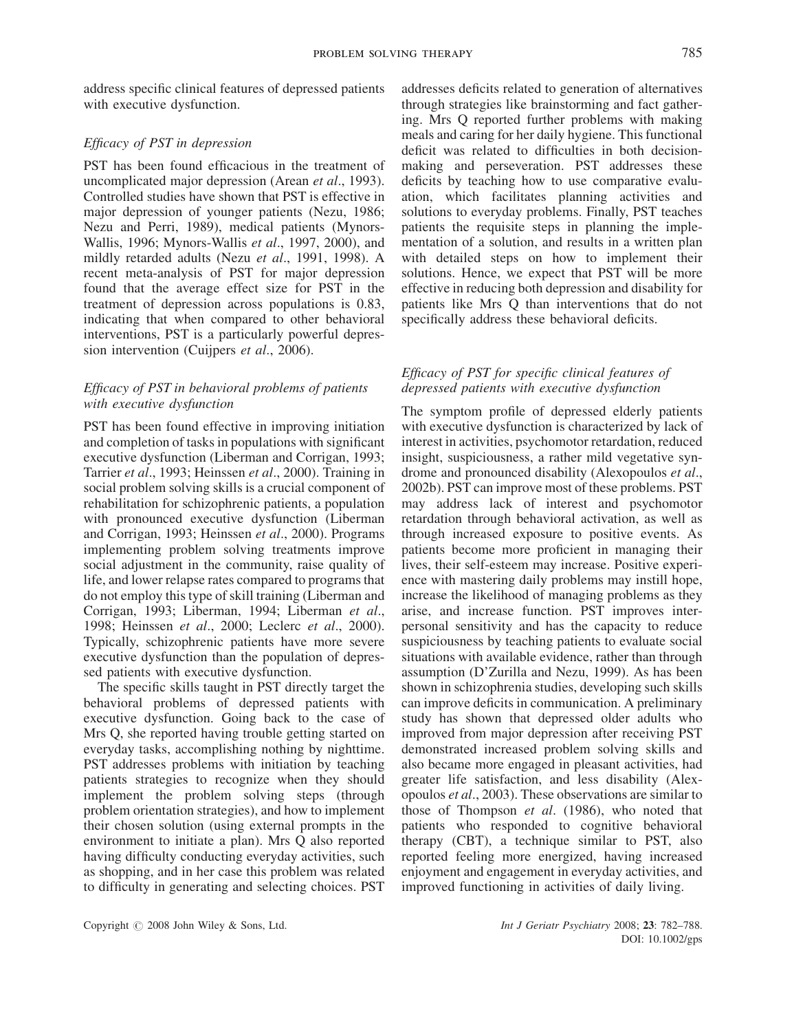address specific clinical features of depressed patients with executive dysfunction.

### *Efficacy of PST in depression*

PST has been found efficacious in the treatment of uncomplicated major depression (Arean *et al*., 1993). Controlled studies have shown that PST is effective in major depression of younger patients (Nezu, 1986; Nezu and Perri, 1989), medical patients (Mynors-Wallis, 1996; Mynors-Wallis *et al*., 1997, 2000), and mildly retarded adults (Nezu *et al*., 1991, 1998). A recent meta-analysis of PST for major depression found that the average effect size for PST in the treatment of depression across populations is 0.83, indicating that when compared to other behavioral interventions, PST is a particularly powerful depression intervention (Cuijpers *et al*., 2006).

### *Efficacy of PST in behavioral problems of patients with executive dysfunction*

PST has been found effective in improving initiation and completion of tasks in populations with significant executive dysfunction (Liberman and Corrigan, 1993; Tarrier *et al*., 1993; Heinssen *et al*., 2000). Training in social problem solving skills is a crucial component of rehabilitation for schizophrenic patients, a population with pronounced executive dysfunction (Liberman and Corrigan, 1993; Heinssen *et al*., 2000). Programs implementing problem solving treatments improve social adjustment in the community, raise quality of life, and lower relapse rates compared to programs that do not employ this type of skill training (Liberman and Corrigan, 1993; Liberman, 1994; Liberman *et al*., 1998; Heinssen *et al*., 2000; Leclerc *et al*., 2000). Typically, schizophrenic patients have more severe executive dysfunction than the population of depressed patients with executive dysfunction.

The specific skills taught in PST directly target the behavioral problems of depressed patients with executive dysfunction. Going back to the case of Mrs Q, she reported having trouble getting started on everyday tasks, accomplishing nothing by nighttime. PST addresses problems with initiation by teaching patients strategies to recognize when they should implement the problem solving steps (through problem orientation strategies), and how to implement their chosen solution (using external prompts in the environment to initiate a plan). Mrs Q also reported having difficulty conducting everyday activities, such as shopping, and in her case this problem was related to difficulty in generating and selecting choices. PST addresses deficits related to generation of alternatives through strategies like brainstorming and fact gathering. Mrs Q reported further problems with making meals and caring for her daily hygiene. This functional deficit was related to difficulties in both decision-making and perseveration. PST addresses these deficits by teaching how to use comparative evaluation, which facilitates planning activities and solutions to everyday problems. Finally, PST teaches patients the requisite steps in planning the implementation of a solution, and results in a written plan with detailed steps on how to implement their solutions. Hence, we expect that PST will be more effective in reducing both depression and disability for patients like Mrs Q than interventions that do not specifically address these behavioral deficits.

### *Efficacy of PST for specific clinical features of depressed patients with executive dysfunction*

The symptom profile of depressed elderly patients with executive dysfunction is characterized by lack of interest in activities, psychomotor retardation, reduced insight, suspiciousness, a rather mild vegetative syndrome and pronounced disability (Alexopoulos *et al*., 2002b). PST can improve most of these problems. PST may address lack of interest and psychomotor retardation through behavioral activation, as well as through increased exposure to positive events. As patients become more proficient in managing their lives, their self-esteem may increase. Positive experience with mastering daily problems may instill hope, increase the likelihood of managing problems as they arise, and increase function. PST improves interpersonal sensitivity and has the capacity to reduce suspiciousness by teaching patients to evaluate social situations with available evidence, rather than through assumption (D'Zurilla and Nezu, 1999). As has been shown in schizophrenia studies, developing such skills can improve deficits in communication. A preliminary study has shown that depressed older adults who improved from major depression after receiving PST demonstrated increased problem solving skills and also became more engaged in pleasant activities, had greater life satisfaction, and less disability (Alexopoulos *et al*., 2003). These observations are similar to those of Thompson *et al*. (1986), who noted that patients who responded to cognitive behavioral therapy (CBT), a technique similar to PST, also reported feeling more energized, having increased enjoyment and engagement in everyday activities, and improved functioning in activities of daily living.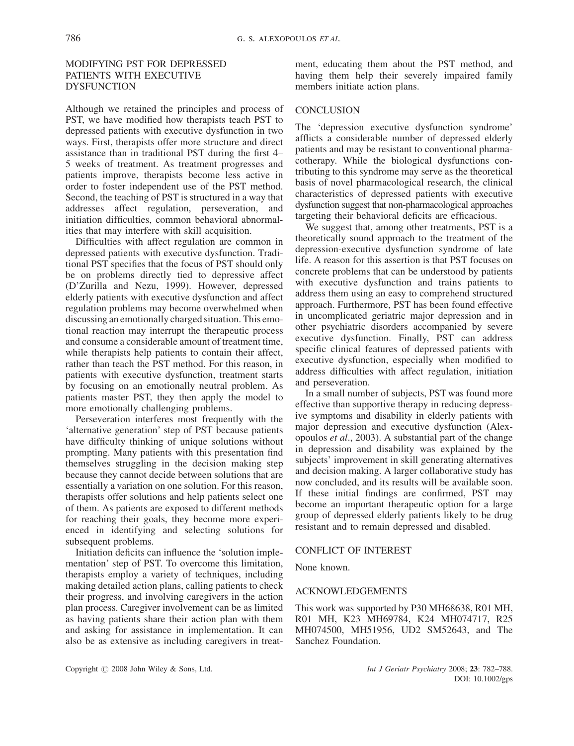## MODIFYING PST FOR DEPRESSED PATIENTS WITH EXECUTIVE DYSFUNCTION

Although we retained the principles and process of PST, we have modified how therapists teach PST to depressed patients with executive dysfunction in two ways. First, therapists offer more structure and direct assistance than in traditional PST during the first 4–5 weeks of treatment. As treatment progresses and patients improve, therapists become less active in order to foster independent use of the PST method. Second, the teaching of PST is structured in a way that addresses affect regulation, perseveration, and initiation difficulties, common behavioral abnormalities that may interfere with skill acquisition.

Difficulties with affect regulation are common in depressed patients with executive dysfunction. Traditional PST specifies that the focus of PST should only be on problems directly tied to depressive affect (D'Zurilla and Nezu, 1999). However, depressed elderly patients with executive dysfunction and affect regulation problems may become overwhelmed when discussing an emotionally charged situation. This emotional reaction may interrupt the therapeutic process and consume a considerable amount of treatment time, while therapists help patients to contain their affect, rather than teach the PST method. For this reason, in patients with executive dysfunction, treatment starts by focusing on an emotionally neutral problem. As patients master PST, they then apply the model to more emotionally challenging problems.

Perseveration interferes most frequently with the 'alternative generation' step of PST because patients have difficulty thinking of unique solutions without prompting. Many patients with this presentation find themselves struggling in the decision making step because they cannot decide between solutions that are essentially a variation on one solution. For this reason, therapists offer solutions and help patients select one of them. As patients are exposed to different methods for reaching their goals, they become more experienced in identifying and selecting solutions for subsequent problems.

Initiation deficits can influence the 'solution implementation' step of PST. To overcome this limitation, therapists employ a variety of techniques, including making detailed action plans, calling patients to check their progress, and involving caregivers in the action plan process. Caregiver involvement can be as limited as having patients share their action plan with them and asking for assistance in implementation. It can also be as extensive as including caregivers in treatment, educating them about the PST method, and having them help their severely impaired family members initiate action plans.

## CONCLUSION

The 'depression executive dysfunction syndrome' afflicts a considerable number of depressed elderly patients and may be resistant to conventional pharmacotherapy. While the biological dysfunctions contributing to this syndrome may serve as the theoretical basis of novel pharmacological research, the clinical characteristics of depressed patients with executive dysfunction suggest that non-pharmacological approaches targeting their behavioral deficits are efficacious.

We suggest that, among other treatments, PST is a theoretically sound approach to the treatment of the depression-executive dysfunction syndrome of late life. A reason for this assertion is that PST focuses on concrete problems that can be understood by patients with executive dysfunction and trains patients to address them using an easy to comprehend structured approach. Furthermore, PST has been found effective in uncomplicated geriatric major depression and in other psychiatric disorders accompanied by severe executive dysfunction. Finally, PST can address specific clinical features of depressed patients with executive dysfunction, especially when modified to address difficulties with affect regulation, initiation and perseveration.

In a small number of subjects, PST was found more effective than supportive therapy in reducing depressive symptoms and disability in elderly patients with major depression and executive dysfunction (Alexopoulos *et al*., 2003). A substantial part of the change in depression and disability was explained by the subjects' improvement in skill generating alternatives and decision making. A larger collaborative study has now concluded, and its results will be available soon. If these initial findings are confirmed, PST may become an important therapeutic option for a large group of depressed elderly patients likely to be drug resistant and to remain depressed and disabled.

## CONFLICT OF INTEREST

None known.

## ACKNOWLEDGEMENTS

This work was supported by P30 MH68638, R01 MH, R01 MH, K23 MH69784, K24 MH074717, R25 MH074500, MH51956, UD2 SM52643, and The Sanchez Foundation.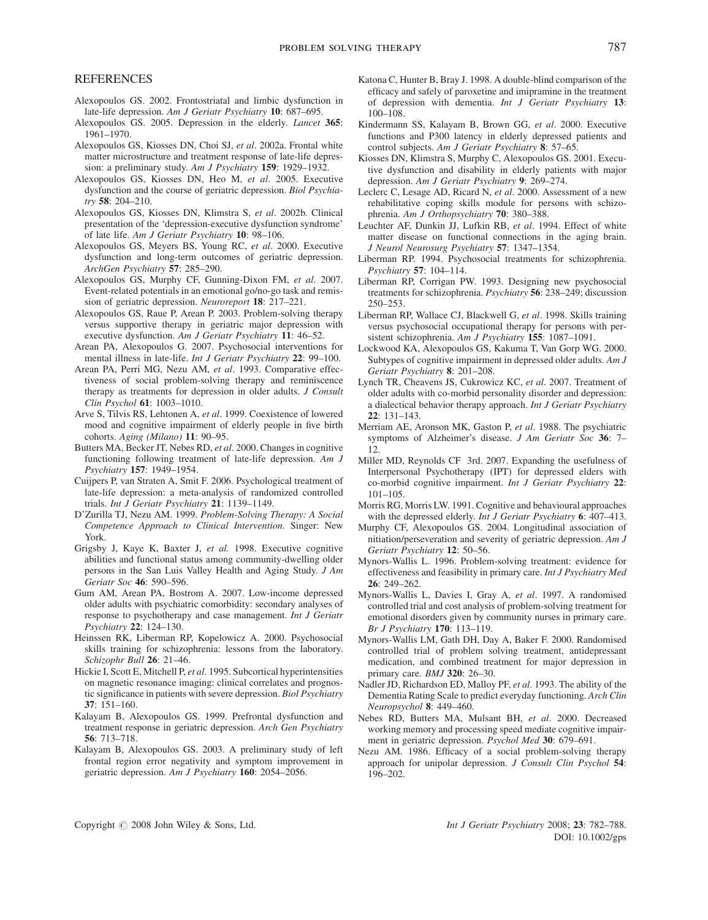## REFERENCES

Alexopoulos GS. 2002. Frontostriatal and limbic dysfunction in late-life depression. *Am J Geriatr Psychiatry* **10**: 687–695.

Alexopoulos GS. 2005. Depression in the elderly. *Lancet* **365**: 1961–1970.

Alexopoulos GS, Kiosses DN, Choi SJ, *et al*. 2002a. Frontal white matter microstructure and treatment response of late-life depression: a preliminary study. *Am J Psychiatry* **159**: 1929–1932.

Alexopoulos GS, Kiosses DN, Heo M, *et al*. 2005. Executive dysfunction and the course of geriatric depression. *Biol Psychiatry* **58**: 204–210.

Alexopoulos GS, Kiosses DN, Klimstra S, *et al*. 2002b. Clinical presentation of the 'depression-executive dysfunction syndrome' of late life. *Am J Geriatr Psychiatry* **10**: 98–106.

Alexopoulos GS, Meyers BS, Young RC, *et al*. 2000. Executive dysfunction and long-term outcomes of geriatric depression. *ArchGen Psychiatry* **57**: 285–290.

Alexopoulos GS, Murphy CF, Gunning-Dixon FM, *et al*. 2007. Event-related potentials in an emotional go/no-go task and remission of geriatric depression. *Neuroreport* **18**: 217–221.

Alexopoulos GS, Raue P, Arean P. 2003. Problem-solving therapy versus supportive therapy in geriatric major depression with executive dysfunction. *Am J Geriatr Psychiatry* **11**: 46–52.

Arean PA, Alexopoulos G. 2007. Psychosocial interventions for mental illness in late-life. *Int J Geriatr Psychiatry* **22**: 99–100.

Arean PA, Perri MG, Nezu AM, *et al*. 1993. Comparative effectiveness of social problem-solving therapy and reminiscence therapy as treatments for depression in older adults. *J Consult Clin Psychol* **61**: 1003–1010.

Arve S, Tilvis RS, Lehtonen A, *et al*. 1999. Coexistence of lowered mood and cognitive impairment of elderly people in five birth cohorts. *Aging (Milano)* **11**: 90–95.

Butters MA, Becker JT, Nebes RD, *et al*. 2000. Changes in cognitive functioning following treatment of late-life depression. *Am J Psychiatry* **157**: 1949–1954.

Cuijpers P, van Straten A, Smit F. 2006. Psychological treatment of late-life depression: a meta-analysis of randomized controlled trials. *Int J Geriatr Psychiatry* **21**: 1139–1149.

D'Zurilla TJ, Nezu AM. 1999. *Problem-Solving Therapy: A Social Competence Approach to Clinical Intervention*. Singer: New York.

Grigsby J, Kaye K, Baxter J, *et al.* 1998. Executive cognitive abilities and functional status among community-dwelling older persons in the San Luis Valley Health and Aging Study. *J Am Geriatr Soc* **46**: 590–596.

Gum AM, Arean PA, Bostrom A. 2007. Low-income depressed older adults with psychiatric comorbidity: secondary analyses of response to psychotherapy and case management. *Int J Geriatr Psychiatry* **22**: 124–130.

Heinssen RK, Liberman RP, Kopelowicz A. 2000. Psychosocial skills training for schizophrenia: lessons from the laboratory. *Schizophr Bull* **26**: 21–46.

Hickie I, Scott E, Mitchell P, *et al*. 1995. Subcortical hyperintensities on magnetic resonance imaging: clinical correlates and prognostic significance in patients with severe depression. *Biol Psychiatry* **37**: 151–160.

Kalayam B, Alexopoulos GS. 1999. Prefrontal dysfunction and treatment response in geriatric depression. *Arch Gen Psychiatry* **56**: 713–718.

Kalayam B, Alexopoulos GS. 2003. A preliminary study of left frontal region error negativity and symptom improvement in geriatric depression. *Am J Psychiatry* **160**: 2054–2056.

Katona C, Hunter B, Bray J. 1998. A double-blind comparison of the efficacy and safely of paroxetine and imipramine in the treatment of depression with dementia. *Int J Geriatr Psychiatry* **13**: 100–108.

Kindermann SS, Kalayam B, Brown GG, *et al*. 2000. Executive functions and P300 latency in elderly depressed patients and control subjects. *Am J Geriatr Psychiatry* **8**: 57–65.

Kiosses DN, Klimstra S, Murphy C, Alexopoulos GS. 2001. Executive dysfunction and disability in elderly patients with major depression. *Am J Geriatr Psychiatry* **9**: 269–274.

Leclerc C, Lesage AD, Ricard N, *et al*. 2000. Assessment of a new rehabilitative coping skills module for persons with schizophrenia. *Am J Orthopsychiatry* **70**: 380–388.

Leuchter AF, Dunkin JJ, Lufkin RB, *et al*. 1994. Effect of white matter disease on functional connections in the aging brain. *J Neurol Neurosurg Psychiatry* **57**: 1347–1354.

Liberman RP. 1994. Psychosocial treatments for schizophrenia. *Psychiatry* **57**: 104–114.

Liberman RP, Corrigan PW. 1993. Designing new psychosocial treatments for schizophrenia. *Psychiatry* **56**: 238–249; discussion 250–253.

Liberman RP, Wallace CJ, Blackwell G, *et al*. 1998. Skills training versus psychosocial occupational therapy for persons with persistent schizophrenia. *Am J Psychiatry* **155**: 1087–1091.

Lockwood KA, Alexopoulos GS, Kakuma T, Van Gorp WG. 2000. Subtypes of cognitive impairment in depressed older adults. *Am J Geriatr Psychiatry* **8**: 201–208.

Lynch TR, Cheavens JS, Cukrowicz KC, *et al*. 2007. Treatment of older adults with co-morbid personality disorder and depression: a dialectical behavior therapy approach. *Int J Geriatr Psychiatry* **22**: 131–143.

Merriam AE, Aronson MK, Gaston P, *et al*. 1988. The psychiatric symptoms of Alzheimer's disease. *J Am Geriatr Soc* **36**: 7–12.

Miller MD, Reynolds CF 3rd. 2007. Expanding the usefulness of Interpersonal Psychotherapy (IPT) for depressed elders with co-morbid cognitive impairment. *Int J Geriatr Psychiatry* **22**: 101–105.

Morris RG, Morris LW. 1991. Cognitive and behavioural approaches with the depressed elderly. *Int J Geriatr Psychiatry* **6**: 407–413.

Murphy CF, Alexopoulos GS. 2004. Longitudinal association of nitiation/perseveration and severity of geriatric depression. *Am J Geriatr Psychiatry* **12**: 50–56.

Mynors-Wallis L. 1996. Problem-solving treatment: evidence for effectiveness and feasibility in primary care. *Int J Psychiatry Med* **26**: 249–262.

Mynors-Wallis L, Davies I, Gray A, *et al*. 1997. A randomised controlled trial and cost analysis of problem-solving treatment for emotional disorders given by community nurses in primary care. *Br J Psychiatry* **170**: 113–119.

Mynors-Wallis LM, Gath DH, Day A, Baker F. 2000. Randomised controlled trial of problem solving treatment, antidepressant medication, and combined treatment for major depression in primary care. *BMJ* **320**: 26–30.

Nadler JD, Richardson ED, Malloy PF, *et al*. 1993. The ability of the Dementia Rating Scale to predict everyday functioning. *Arch Clin Neuropsychol* **8**: 449–460.

Nebes RD, Butters MA, Mulsant BH, *et al*. 2000. Decreased working memory and processing speed mediate cognitive impairment in geriatric depression. *Psychol Med* **30**: 679–691.

Nezu AM. 1986. Efficacy of a social problem-solving therapy approach for unipolar depression. *J Consult Clin Psychol* **54**: 196–202.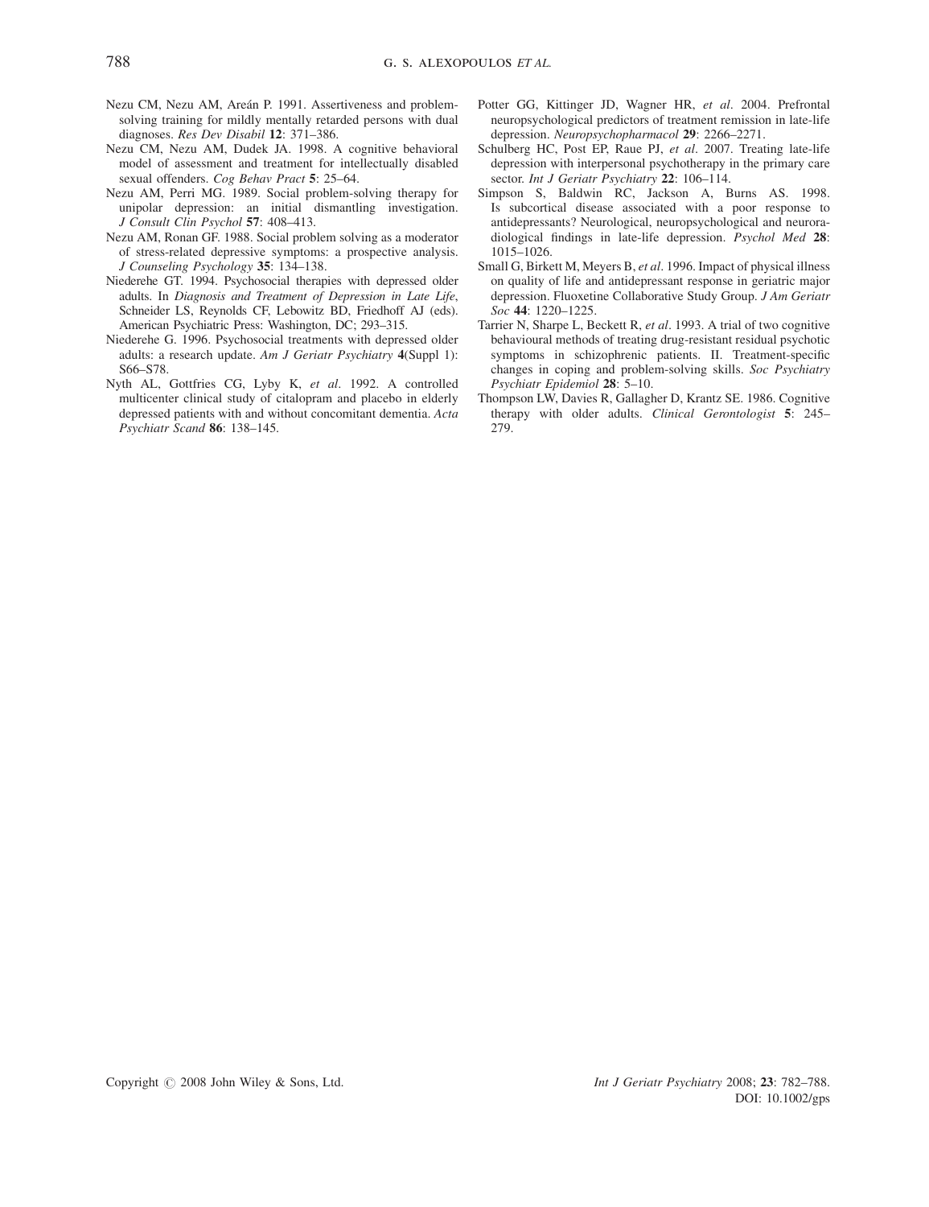Nezu CM, Nezu AM, Areán P. 1991. Assertiveness and problem-solving training for mildly mentally retarded persons with dual diagnoses. *Res Dev Disabil* **12**: 371–386.

Nezu CM, Nezu AM, Dudek JA. 1998. A cognitive behavioral model of assessment and treatment for intellectually disabled sexual offenders. *Cog Behav Pract* **5**: 25–64.

Nezu AM, Perri MG. 1989. Social problem-solving therapy for unipolar depression: an initial dismantling investigation. *J Consult Clin Psychol* **57**: 408–413.

Nezu AM, Ronan GF. 1988. Social problem solving as a moderator of stress-related depressive symptoms: a prospective analysis. *J Counseling Psychology* **35**: 134–138.

Niederehe GT. 1994. Psychosocial therapies with depressed older adults. In *Diagnosis and Treatment of Depression in Late Life*, Schneider LS, Reynolds CF, Lebowitz BD, Friedhoff AJ (eds). American Psychiatric Press: Washington, DC; 293–315.

Niederehe G. 1996. Psychosocial treatments with depressed older adults: a research update. *Am J Geriatr Psychiatry* **4**(Suppl 1): S66–S78.

Nyth AL, Gottfries CG, Lyby K, *et al*. 1992. A controlled multicenter clinical study of citalopram and placebo in elderly depressed patients with and without concomitant dementia. *Acta Psychiatr Scand* **86**: 138–145.

Potter GG, Kittinger JD, Wagner HR, *et al*. 2004. Prefrontal neuropsychological predictors of treatment remission in late-life depression. *Neuropsychopharmacol* **29**: 2266–2271.

Schulberg HC, Post EP, Raue PJ, *et al*. 2007. Treating late-life depression with interpersonal psychotherapy in the primary care sector. *Int J Geriatr Psychiatry* **22**: 106–114.

Simpson S, Baldwin RC, Jackson A, Burns AS. 1998. Is subcortical disease associated with a poor response to antidepressants? Neurological, neuropsychological and neuroradiological findings in late-life depression. *Psychol Med* **28**: 1015–1026.

Small G, Birkett M, Meyers B, *et al*. 1996. Impact of physical illness on quality of life and antidepressant response in geriatric major depression. Fluoxetine Collaborative Study Group. *J Am Geriatr Soc* **44**: 1220–1225.

Tarrier N, Sharpe L, Beckett R, *et al*. 1993. A trial of two cognitive behavioural methods of treating drug-resistant residual psychotic symptoms in schizophrenic patients. II. Treatment-specific changes in coping and problem-solving skills. *Soc Psychiatry Psychiatr Epidemiol* **28**: 5–10.

Thompson LW, Davies R, Gallagher D, Krantz SE. 1986. Cognitive therapy with older adults. *Clinical Gerontologist* **5**: 245–279.